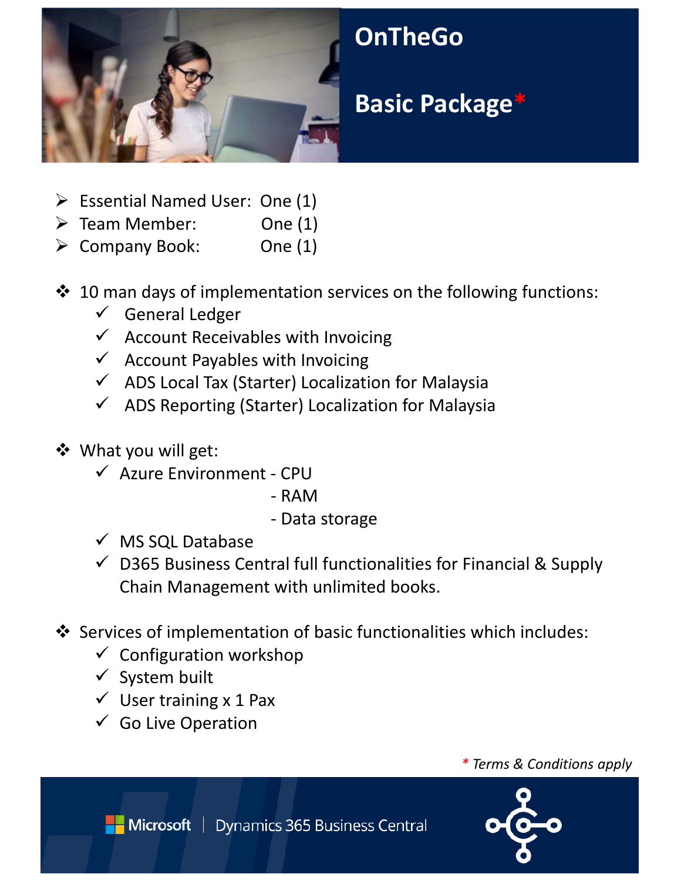# OnTheGo

## Basic Package*

- Essential Named User: One (1)
- Team Member: One (1)
- Company Book: One (1)

- 10 man days of implementation services on the following functions:
  - ✓ General Ledger
  - ✓ Account Receivables with Invoicing
  - ✓ Account Payables with Invoicing
  - ✓ ADS Local Tax (Starter) Localization for Malaysia
  - ✓ ADS Reporting (Starter) Localization for Malaysia

- What you will get:
  - ✓ Azure Environment - CPU
    - RAM
    - Data storage
  - ✓ MS SQL Database
  - ✓ D365 Business Central full functionalities for Financial & Supply Chain Management with unlimited books.

- Services of implementation of basic functionalities which includes:
  - ✓ Configuration workshop
  - ✓ System built
  - ✓ User training x 1 Pax
  - ✓ Go Live Operation

*\* Terms & Conditions apply*

Microsoft | Dynamics 365 Business Central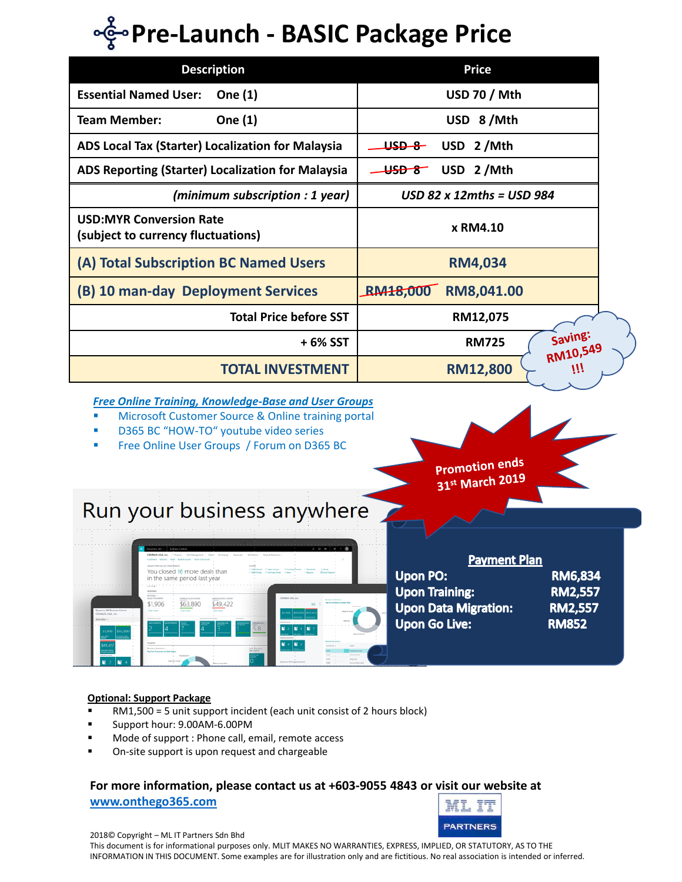# Pre-Launch - BASIC Package Price

| Description | Price |
|---|---|
| **Essential Named User: One (1)** | **USD 70 / Mth** |
| **Team Member: One (1)** | **USD 8 /Mth** |
| **ADS Local Tax (Starter) Localization for Malaysia** | ~~USD 8~~ **USD 2 /Mth** |
| **ADS Reporting (Starter) Localization for Malaysia** | ~~USD 8~~ **USD 2 /Mth** |
| ***(minimum subscription : 1 year)*** | ***USD 82 x 12mths = USD 984*** |
| **USD:MYR Conversion Rate (subject to currency fluctuations)** | **x RM4.10** |
| **(A) Total Subscription BC Named Users** | **RM4,034** |
| **(B) 10 man-day Deployment Services** | ~~RM18,000~~ **RM8,041.00** |
| **Total Price before SST** | **RM12,075** |
| **+ 6% SST** | **RM725** |
| **TOTAL INVESTMENT** | **RM12,800** |

**Saving: RM10,549 !!!**

***Free Online Training, Knowledge-Base and User Groups***

- Microsoft Customer Source & Online training portal
- D365 BC "HOW-TO" youtube video series
- Free Online User Groups / Forum on D365 BC

**Promotion ends 31st March 2019**

Run your business anywhere

**Payment Plan**

| | |
|---|---|
| **Upon PO:** | **RM6,834** |
| **Upon Training:** | **RM2,557** |
| **Upon Data Migration:** | **RM2,557** |
| **Upon Go Live:** | **RM852** |

**Optional: Support Package**

- RM1,500 = 5 unit support incident (each unit consist of 2 hours block)
- Support hour: 9.00AM-6.00PM
- Mode of support : Phone call, email, remote access
- On-site support is upon request and chargeable

**For more information, please contact us at +603-9055 4843 or visit our website at [www.onthego365.com](www.onthego365.com)**

ML IT PARTNERS

2018© Copyright – ML IT Partners Sdn Bhd

This document is for informational purposes only. MLIT MAKES NO WARRANTIES, EXPRESS, IMPLIED, OR STATUTORY, AS TO THE INFORMATION IN THIS DOCUMENT. Some examples are for illustration only and are fictitious. No real association is intended or inferred.